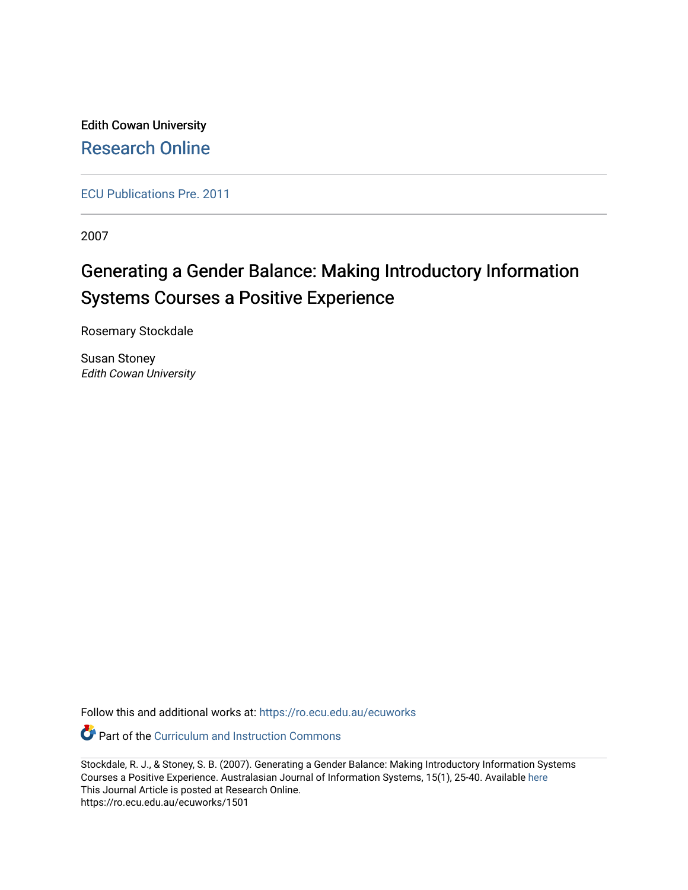Edith Cowan University

Research Online

ECU Publications Pre. 2011

2007

# Generating a Gender Balance: Making Introductory Information Systems Courses a Positive Experience

Rosemary Stockdale

Susan Stoney

*Edith Cowan University*

Follow this and additional works at: https://ro.ecu.edu.au/ecuworks

Part of the Curriculum and Instruction Commons

Stockdale, R. J., & Stoney, S. B. (2007). Generating a Gender Balance: Making Introductory Information Systems Courses a Positive Experience. Australasian Journal of Information Systems, 15(1), 25-40. Available here

This Journal Article is posted at Research Online.

https://ro.ecu.edu.au/ecuworks/1501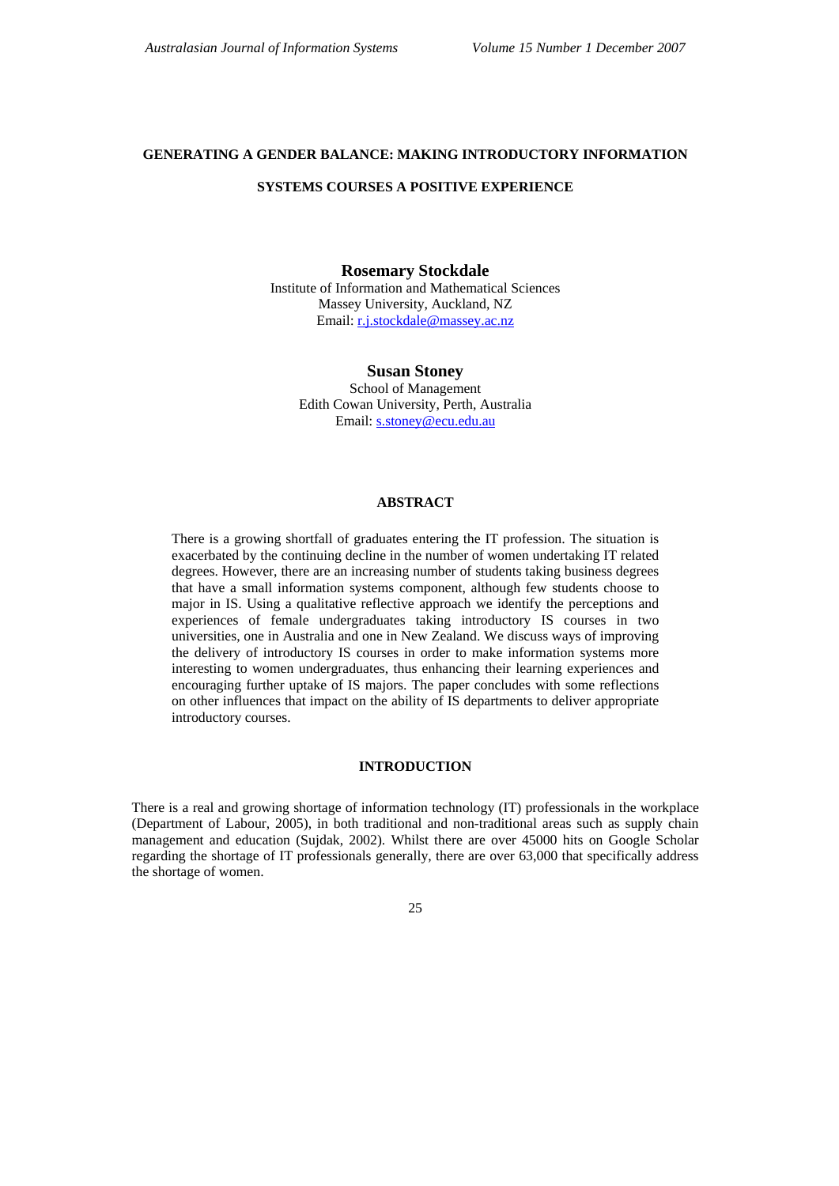# GENERATING A GENDER BALANCE: MAKING INTRODUCTORY INFORMATION SYSTEMS COURSES A POSITIVE EXPERIENCE

**Rosemary Stockdale**
Institute of Information and Mathematical Sciences
Massey University, Auckland, NZ
Email: r.j.stockdale@massey.ac.nz

**Susan Stoney**
School of Management
Edith Cowan University, Perth, Australia
Email: s.stoney@ecu.edu.au

## ABSTRACT

There is a growing shortfall of graduates entering the IT profession. The situation is exacerbated by the continuing decline in the number of women undertaking IT related degrees. However, there are an increasing number of students taking business degrees that have a small information systems component, although few students choose to major in IS. Using a qualitative reflective approach we identify the perceptions and experiences of female undergraduates taking introductory IS courses in two universities, one in Australia and one in New Zealand. We discuss ways of improving the delivery of introductory IS courses in order to make information systems more interesting to women undergraduates, thus enhancing their learning experiences and encouraging further uptake of IS majors. The paper concludes with some reflections on other influences that impact on the ability of IS departments to deliver appropriate introductory courses.

## INTRODUCTION

There is a real and growing shortage of information technology (IT) professionals in the workplace (Department of Labour, 2005), in both traditional and non-traditional areas such as supply chain management and education (Sujdak, 2002). Whilst there are over 45000 hits on Google Scholar regarding the shortage of IT professionals generally, there are over 63,000 that specifically address the shortage of women.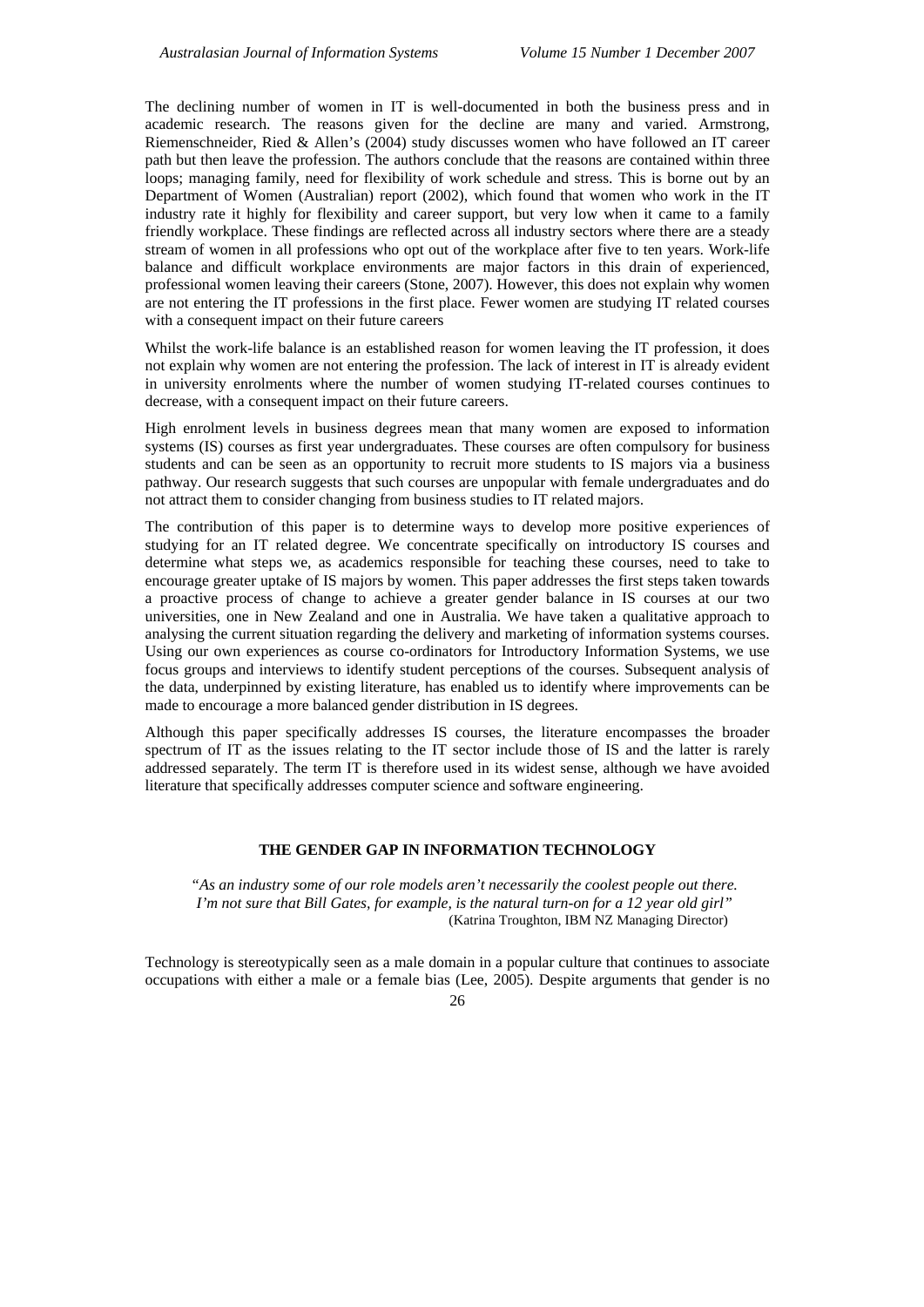The declining number of women in IT is well-documented in both the business press and in academic research. The reasons given for the decline are many and varied. Armstrong, Riemenschneider, Ried & Allen's (2004) study discusses women who have followed an IT career path but then leave the profession. The authors conclude that the reasons are contained within three loops; managing family, need for flexibility of work schedule and stress. This is borne out by an Department of Women (Australian) report (2002), which found that women who work in the IT industry rate it highly for flexibility and career support, but very low when it came to a family friendly workplace. These findings are reflected across all industry sectors where there are a steady stream of women in all professions who opt out of the workplace after five to ten years. Work-life balance and difficult workplace environments are major factors in this drain of experienced, professional women leaving their careers (Stone, 2007). However, this does not explain why women are not entering the IT professions in the first place. Fewer women are studying IT related courses with a consequent impact on their future careers

Whilst the work-life balance is an established reason for women leaving the IT profession, it does not explain why women are not entering the profession. The lack of interest in IT is already evident in university enrolments where the number of women studying IT-related courses continues to decrease, with a consequent impact on their future careers.

High enrolment levels in business degrees mean that many women are exposed to information systems (IS) courses as first year undergraduates. These courses are often compulsory for business students and can be seen as an opportunity to recruit more students to IS majors via a business pathway. Our research suggests that such courses are unpopular with female undergraduates and do not attract them to consider changing from business studies to IT related majors.

The contribution of this paper is to determine ways to develop more positive experiences of studying for an IT related degree. We concentrate specifically on introductory IS courses and determine what steps we, as academics responsible for teaching these courses, need to take to encourage greater uptake of IS majors by women. This paper addresses the first steps taken towards a proactive process of change to achieve a greater gender balance in IS courses at our two universities, one in New Zealand and one in Australia. We have taken a qualitative approach to analysing the current situation regarding the delivery and marketing of information systems courses. Using our own experiences as course co-ordinators for Introductory Information Systems, we use focus groups and interviews to identify student perceptions of the courses. Subsequent analysis of the data, underpinned by existing literature, has enabled us to identify where improvements can be made to encourage a more balanced gender distribution in IS degrees.

Although this paper specifically addresses IS courses, the literature encompasses the broader spectrum of IT as the issues relating to the IT sector include those of IS and the latter is rarely addressed separately. The term IT is therefore used in its widest sense, although we have avoided literature that specifically addresses computer science and software engineering.

## THE GENDER GAP IN INFORMATION TECHNOLOGY

> *"As an industry some of our role models aren't necessarily the coolest people out there. I'm not sure that Bill Gates, for example, is the natural turn-on for a 12 year old girl"*
> (Katrina Troughton, IBM NZ Managing Director)

Technology is stereotypically seen as a male domain in a popular culture that continues to associate occupations with either a male or a female bias (Lee, 2005). Despite arguments that gender is no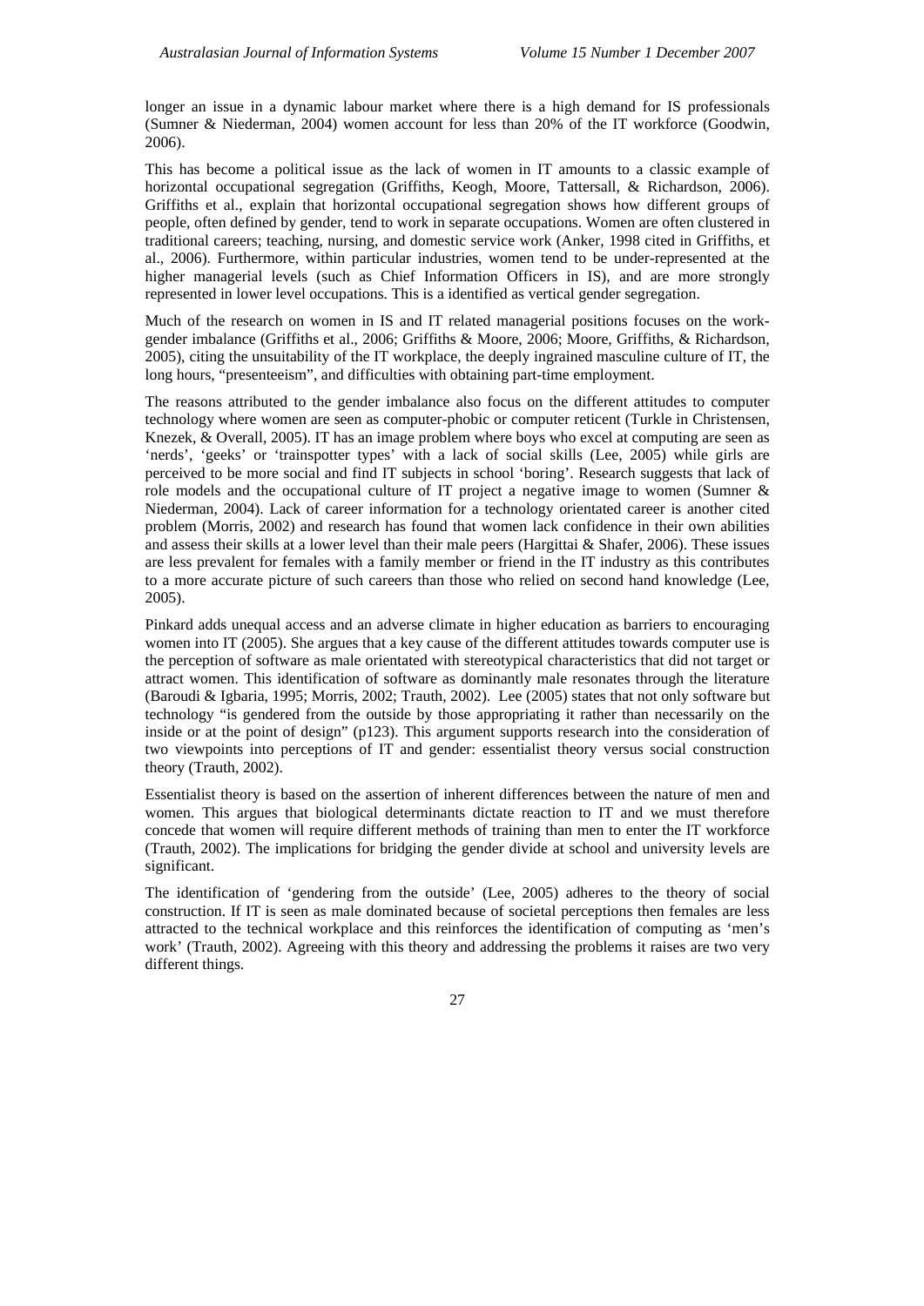longer an issue in a dynamic labour market where there is a high demand for IS professionals (Sumner & Niederman, 2004) women account for less than 20% of the IT workforce (Goodwin, 2006).

This has become a political issue as the lack of women in IT amounts to a classic example of horizontal occupational segregation (Griffiths, Keogh, Moore, Tattersall, & Richardson, 2006). Griffiths et al., explain that horizontal occupational segregation shows how different groups of people, often defined by gender, tend to work in separate occupations. Women are often clustered in traditional careers; teaching, nursing, and domestic service work (Anker, 1998 cited in Griffiths, et al., 2006). Furthermore, within particular industries, women tend to be under-represented at the higher managerial levels (such as Chief Information Officers in IS), and are more strongly represented in lower level occupations. This is a identified as vertical gender segregation.

Much of the research on women in IS and IT related managerial positions focuses on the work-gender imbalance (Griffiths et al., 2006; Griffiths & Moore, 2006; Moore, Griffiths, & Richardson, 2005), citing the unsuitability of the IT workplace, the deeply ingrained masculine culture of IT, the long hours, "presenteeism", and difficulties with obtaining part-time employment.

The reasons attributed to the gender imbalance also focus on the different attitudes to computer technology where women are seen as computer-phobic or computer reticent (Turkle in Christensen, Knezek, & Overall, 2005). IT has an image problem where boys who excel at computing are seen as 'nerds', 'geeks' or 'trainspotter types' with a lack of social skills (Lee, 2005) while girls are perceived to be more social and find IT subjects in school 'boring'. Research suggests that lack of role models and the occupational culture of IT project a negative image to women (Sumner & Niederman, 2004). Lack of career information for a technology orientated career is another cited problem (Morris, 2002) and research has found that women lack confidence in their own abilities and assess their skills at a lower level than their male peers (Hargittai & Shafer, 2006). These issues are less prevalent for females with a family member or friend in the IT industry as this contributes to a more accurate picture of such careers than those who relied on second hand knowledge (Lee, 2005).

Pinkard adds unequal access and an adverse climate in higher education as barriers to encouraging women into IT (2005). She argues that a key cause of the different attitudes towards computer use is the perception of software as male orientated with stereotypical characteristics that did not target or attract women. This identification of software as dominantly male resonates through the literature (Baroudi & Igbaria, 1995; Morris, 2002; Trauth, 2002). Lee (2005) states that not only software but technology "is gendered from the outside by those appropriating it rather than necessarily on the inside or at the point of design" (p123). This argument supports research into the consideration of two viewpoints into perceptions of IT and gender: essentialist theory versus social construction theory (Trauth, 2002).

Essentialist theory is based on the assertion of inherent differences between the nature of men and women. This argues that biological determinants dictate reaction to IT and we must therefore concede that women will require different methods of training than men to enter the IT workforce (Trauth, 2002). The implications for bridging the gender divide at school and university levels are significant.

The identification of 'gendering from the outside' (Lee, 2005) adheres to the theory of social construction. If IT is seen as male dominated because of societal perceptions then females are less attracted to the technical workplace and this reinforces the identification of computing as 'men's work' (Trauth, 2002). Agreeing with this theory and addressing the problems it raises are two very different things.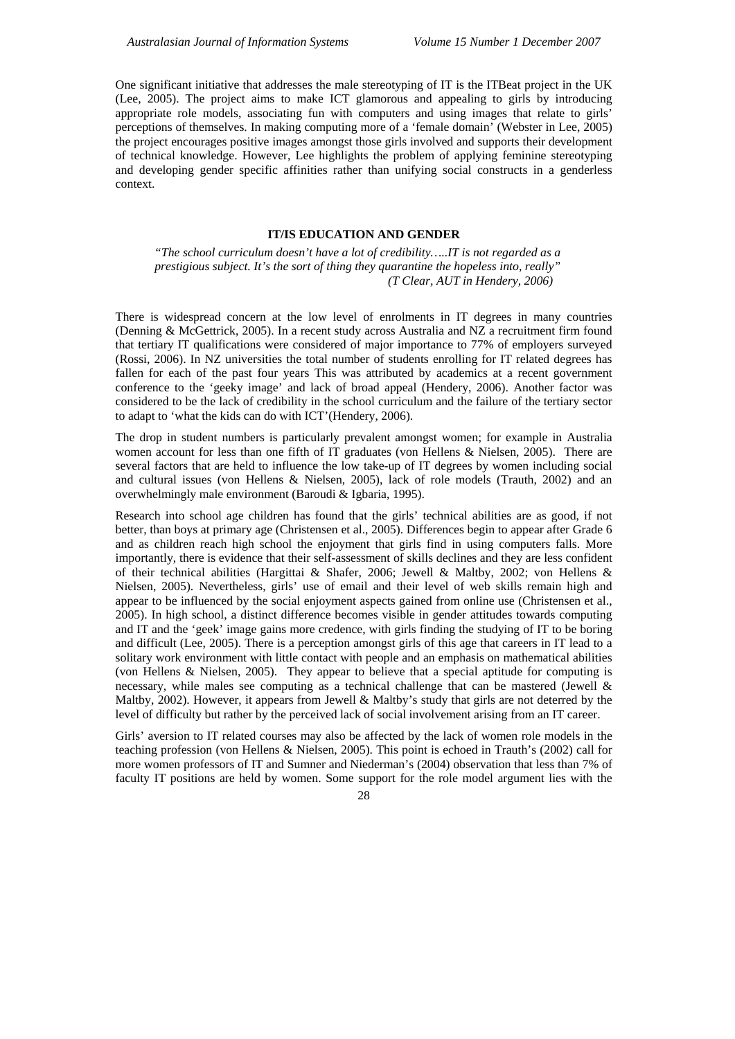One significant initiative that addresses the male stereotyping of IT is the ITBeat project in the UK (Lee, 2005). The project aims to make ICT glamorous and appealing to girls by introducing appropriate role models, associating fun with computers and using images that relate to girls' perceptions of themselves. In making computing more of a 'female domain' (Webster in Lee, 2005) the project encourages positive images amongst those girls involved and supports their development of technical knowledge. However, Lee highlights the problem of applying feminine stereotyping and developing gender specific affinities rather than unifying social constructs in a genderless context.

## IT/IS EDUCATION AND GENDER

> *"The school curriculum doesn't have a lot of credibility…..IT is not regarded as a prestigious subject. It's the sort of thing they quarantine the hopeless into, really"*
> *(T Clear, AUT in Hendery, 2006)*

There is widespread concern at the low level of enrolments in IT degrees in many countries (Denning & McGettrick, 2005). In a recent study across Australia and NZ a recruitment firm found that tertiary IT qualifications were considered of major importance to 77% of employers surveyed (Rossi, 2006). In NZ universities the total number of students enrolling for IT related degrees has fallen for each of the past four years This was attributed by academics at a recent government conference to the 'geeky image' and lack of broad appeal (Hendery, 2006). Another factor was considered to be the lack of credibility in the school curriculum and the failure of the tertiary sector to adapt to 'what the kids can do with ICT'(Hendery, 2006).

The drop in student numbers is particularly prevalent amongst women; for example in Australia women account for less than one fifth of IT graduates (von Hellens & Nielsen, 2005). There are several factors that are held to influence the low take-up of IT degrees by women including social and cultural issues (von Hellens & Nielsen, 2005), lack of role models (Trauth, 2002) and an overwhelmingly male environment (Baroudi & Igbaria, 1995).

Research into school age children has found that the girls' technical abilities are as good, if not better, than boys at primary age (Christensen et al., 2005). Differences begin to appear after Grade 6 and as children reach high school the enjoyment that girls find in using computers falls. More importantly, there is evidence that their self-assessment of skills declines and they are less confident of their technical abilities (Hargittai & Shafer, 2006; Jewell & Maltby, 2002; von Hellens & Nielsen, 2005). Nevertheless, girls' use of email and their level of web skills remain high and appear to be influenced by the social enjoyment aspects gained from online use (Christensen et al., 2005). In high school, a distinct difference becomes visible in gender attitudes towards computing and IT and the 'geek' image gains more credence, with girls finding the studying of IT to be boring and difficult (Lee, 2005). There is a perception amongst girls of this age that careers in IT lead to a solitary work environment with little contact with people and an emphasis on mathematical abilities (von Hellens & Nielsen, 2005). They appear to believe that a special aptitude for computing is necessary, while males see computing as a technical challenge that can be mastered (Jewell & Maltby, 2002). However, it appears from Jewell & Maltby's study that girls are not deterred by the level of difficulty but rather by the perceived lack of social involvement arising from an IT career.

Girls' aversion to IT related courses may also be affected by the lack of women role models in the teaching profession (von Hellens & Nielsen, 2005). This point is echoed in Trauth's (2002) call for more women professors of IT and Sumner and Niederman's (2004) observation that less than 7% of faculty IT positions are held by women. Some support for the role model argument lies with the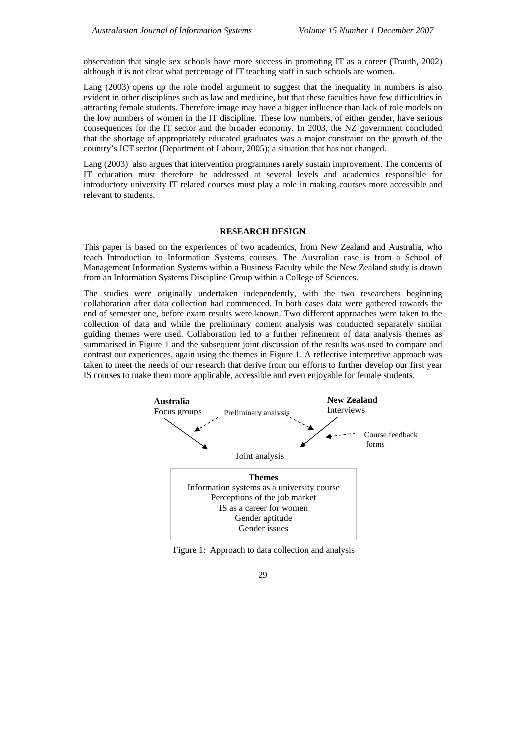observation that single sex schools have more success in promoting IT as a career (Trauth, 2002) although it is not clear what percentage of IT teaching staff in such schools are women.

Lang (2003) opens up the role model argument to suggest that the inequality in numbers is also evident in other disciplines such as law and medicine, but that these faculties have few difficulties in attracting female students. Therefore image may have a bigger influence than lack of role models on the low numbers of women in the IT discipline. These low numbers, of either gender, have serious consequences for the IT sector and the broader economy. In 2003, the NZ government concluded that the shortage of appropriately educated graduates was a major constraint on the growth of the country's ICT sector (Department of Labour, 2005); a situation that has not changed.

Lang (2003) also argues that intervention programmes rarely sustain improvement. The concerns of IT education must therefore be addressed at several levels and academics responsible for introductory university IT related courses must play a role in making courses more accessible and relevant to students.

## RESEARCH DESIGN

This paper is based on the experiences of two academics, from New Zealand and Australia, who teach Introduction to Information Systems courses. The Australian case is from a School of Management Information Systems within a Business Faculty while the New Zealand study is drawn from an Information Systems Discipline Group within a College of Sciences.

The studies were originally undertaken independently, with the two researchers beginning collaboration after data collection had commenced. In both cases data were gathered towards the end of semester one, before exam results were known. Two different approaches were taken to the collection of data and while the preliminary content analysis was conducted separately similar guiding themes were used. Collaboration led to a further refinement of data analysis themes as summarised in Figure 1 and the subsequent joint discussion of the results was used to compare and contrast our experiences, again using the themes in Figure 1. A reflective interpretive approach was taken to meet the needs of our research that derive from our efforts to further develop our first year IS courses to make them more applicable, accessible and even enjoyable for female students.

**Australia**
Focus groups

Preliminary analysis

**New Zealand**
Interviews

Course feedback forms

Joint analysis

**Themes**
Information systems as a university course
Perceptions of the job market
IS as a career for women
Gender aptitude
Gender issues

Figure 1: Approach to data collection and analysis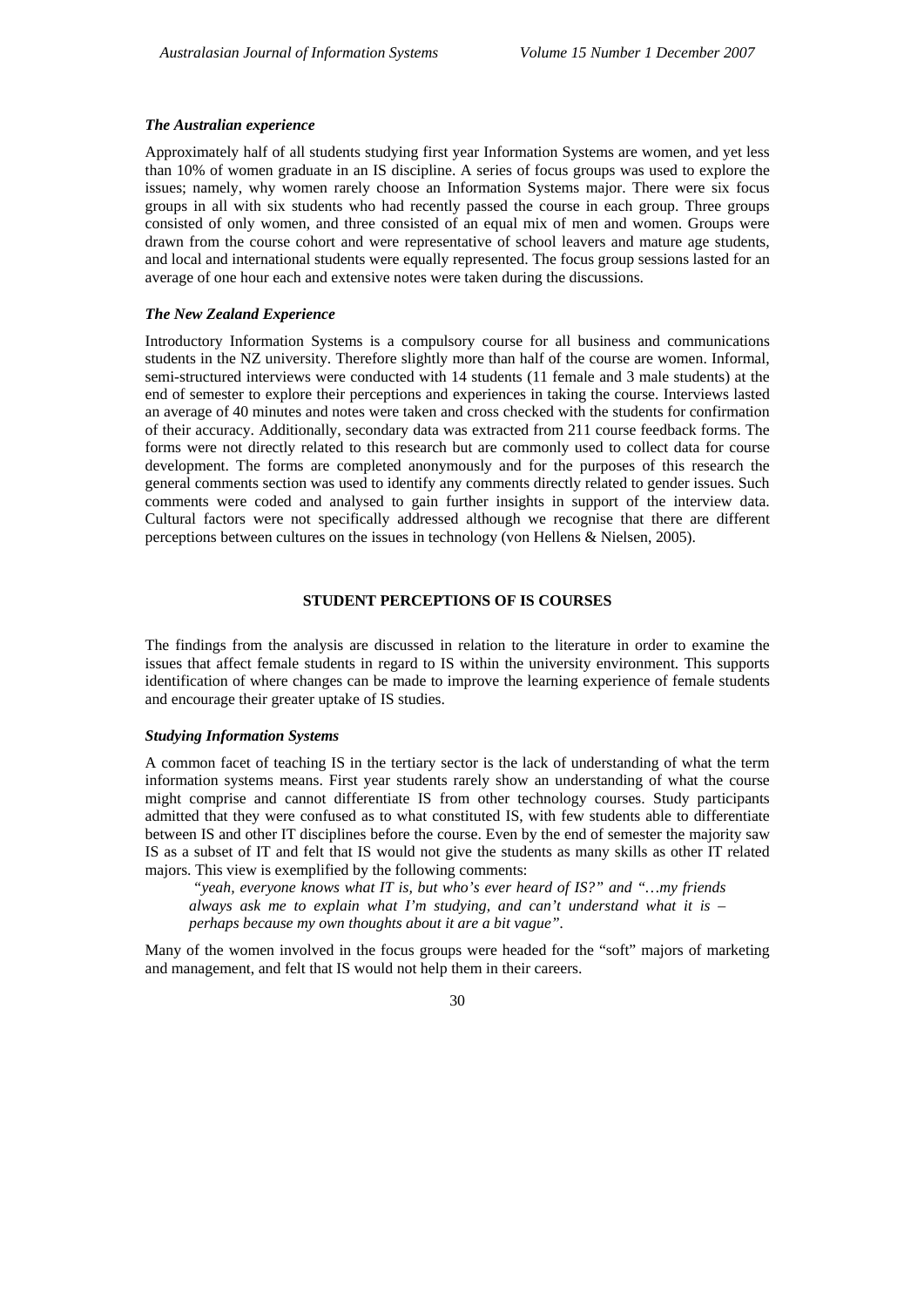### *The Australian experience*

Approximately half of all students studying first year Information Systems are women, and yet less than 10% of women graduate in an IS discipline. A series of focus groups was used to explore the issues; namely, why women rarely choose an Information Systems major. There were six focus groups in all with six students who had recently passed the course in each group. Three groups consisted of only women, and three consisted of an equal mix of men and women. Groups were drawn from the course cohort and were representative of school leavers and mature age students, and local and international students were equally represented. The focus group sessions lasted for an average of one hour each and extensive notes were taken during the discussions.

### *The New Zealand Experience*

Introductory Information Systems is a compulsory course for all business and communications students in the NZ university. Therefore slightly more than half of the course are women. Informal, semi-structured interviews were conducted with 14 students (11 female and 3 male students) at the end of semester to explore their perceptions and experiences in taking the course. Interviews lasted an average of 40 minutes and notes were taken and cross checked with the students for confirmation of their accuracy. Additionally, secondary data was extracted from 211 course feedback forms. The forms were not directly related to this research but are commonly used to collect data for course development. The forms are completed anonymously and for the purposes of this research the general comments section was used to identify any comments directly related to gender issues. Such comments were coded and analysed to gain further insights in support of the interview data. Cultural factors were not specifically addressed although we recognise that there are different perceptions between cultures on the issues in technology (von Hellens & Nielsen, 2005).

## STUDENT PERCEPTIONS OF IS COURSES

The findings from the analysis are discussed in relation to the literature in order to examine the issues that affect female students in regard to IS within the university environment. This supports identification of where changes can be made to improve the learning experience of female students and encourage their greater uptake of IS studies.

### *Studying Information Systems*

A common facet of teaching IS in the tertiary sector is the lack of understanding of what the term information systems means. First year students rarely show an understanding of what the course might comprise and cannot differentiate IS from other technology courses. Study participants admitted that they were confused as to what constituted IS, with few students able to differentiate between IS and other IT disciplines before the course. Even by the end of semester the majority saw IS as a subset of IT and felt that IS would not give the students as many skills as other IT related majors. This view is exemplified by the following comments:

> *"yeah, everyone knows what IT is, but who's ever heard of IS?" and "…my friends always ask me to explain what I'm studying, and can't understand what it is – perhaps because my own thoughts about it are a bit vague".*

Many of the women involved in the focus groups were headed for the "soft" majors of marketing and management, and felt that IS would not help them in their careers.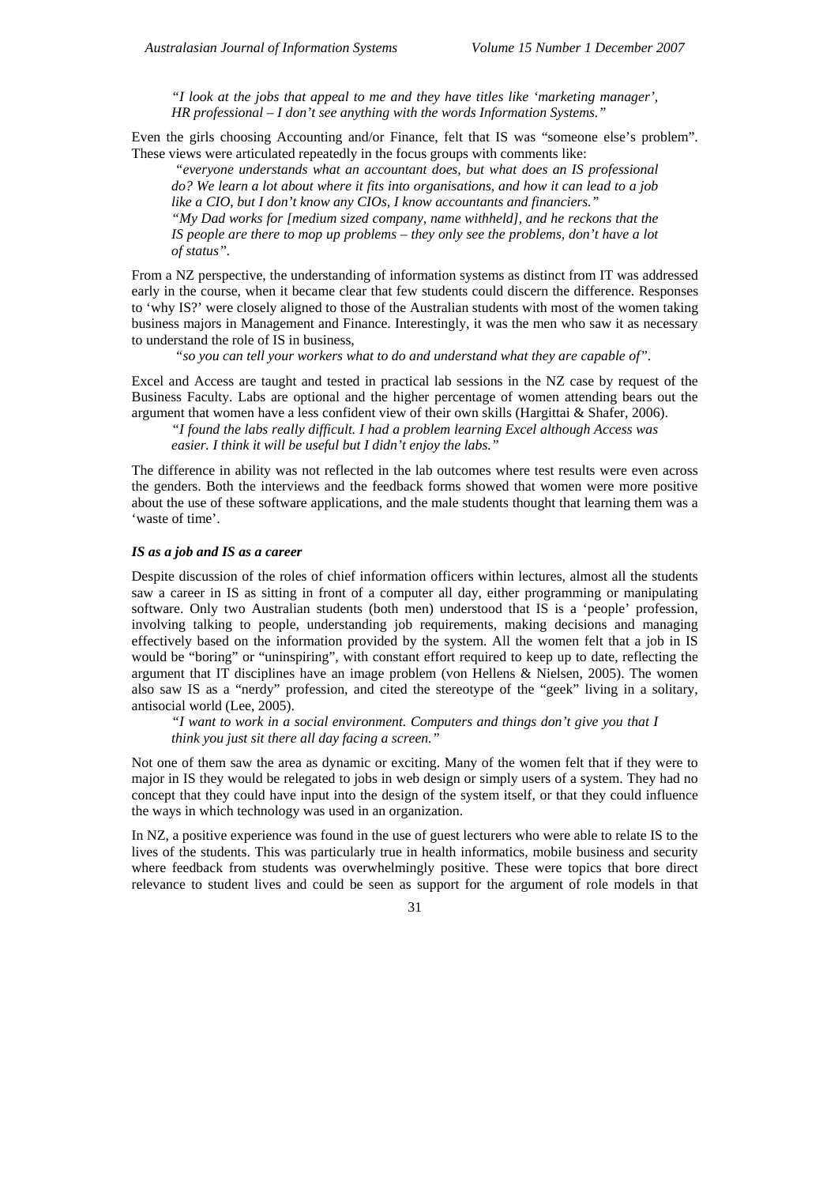*"I look at the jobs that appeal to me and they have titles like 'marketing manager', HR professional – I don't see anything with the words Information Systems."*

Even the girls choosing Accounting and/or Finance, felt that IS was "someone else's problem". These views were articulated repeatedly in the focus groups with comments like:

> *"everyone understands what an accountant does, but what does an IS professional do? We learn a lot about where it fits into organisations, and how it can lead to a job like a CIO, but I don't know any CIOs, I know accountants and financiers."*
>
> *"My Dad works for [medium sized company, name withheld], and he reckons that the IS people are there to mop up problems – they only see the problems, don't have a lot of status".*

From a NZ perspective, the understanding of information systems as distinct from IT was addressed early in the course, when it became clear that few students could discern the difference. Responses to 'why IS?' were closely aligned to those of the Australian students with most of the women taking business majors in Management and Finance. Interestingly, it was the men who saw it as necessary to understand the role of IS in business,

> *"so you can tell your workers what to do and understand what they are capable of".*

Excel and Access are taught and tested in practical lab sessions in the NZ case by request of the Business Faculty. Labs are optional and the higher percentage of women attending bears out the argument that women have a less confident view of their own skills (Hargittai & Shafer, 2006).

> *"I found the labs really difficult. I had a problem learning Excel although Access was easier. I think it will be useful but I didn't enjoy the labs."*

The difference in ability was not reflected in the lab outcomes where test results were even across the genders. Both the interviews and the feedback forms showed that women were more positive about the use of these software applications, and the male students thought that learning them was a 'waste of time'.

### *IS as a job and IS as a career*

Despite discussion of the roles of chief information officers within lectures, almost all the students saw a career in IS as sitting in front of a computer all day, either programming or manipulating software. Only two Australian students (both men) understood that IS is a 'people' profession, involving talking to people, understanding job requirements, making decisions and managing effectively based on the information provided by the system. All the women felt that a job in IS would be "boring" or "uninspiring", with constant effort required to keep up to date, reflecting the argument that IT disciplines have an image problem (von Hellens & Nielsen, 2005). The women also saw IS as a "nerdy" profession, and cited the stereotype of the "geek" living in a solitary, antisocial world (Lee, 2005).

> *"I want to work in a social environment. Computers and things don't give you that I think you just sit there all day facing a screen."*

Not one of them saw the area as dynamic or exciting. Many of the women felt that if they were to major in IS they would be relegated to jobs in web design or simply users of a system. They had no concept that they could have input into the design of the system itself, or that they could influence the ways in which technology was used in an organization.

In NZ, a positive experience was found in the use of guest lecturers who were able to relate IS to the lives of the students. This was particularly true in health informatics, mobile business and security where feedback from students was overwhelmingly positive. These were topics that bore direct relevance to student lives and could be seen as support for the argument of role models in that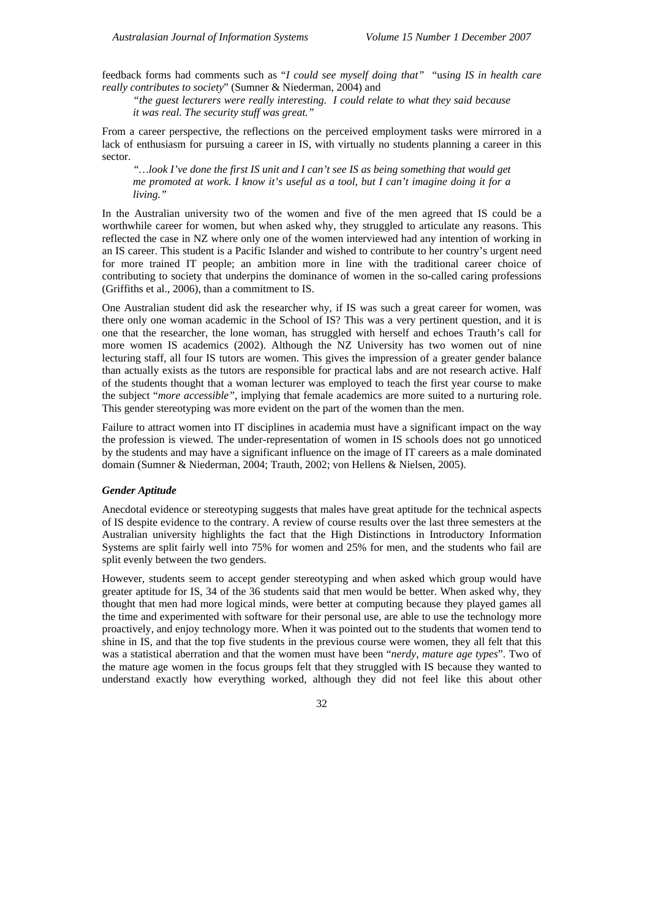feedback forms had comments such as "*I could see myself doing that*" "*using IS in health care really contributes to society*" (Sumner & Niederman, 2004) and

> *"the guest lecturers were really interesting. I could relate to what they said because it was real. The security stuff was great."*

From a career perspective, the reflections on the perceived employment tasks were mirrored in a lack of enthusiasm for pursuing a career in IS, with virtually no students planning a career in this sector.

> *"…look I've done the first IS unit and I can't see IS as being something that would get me promoted at work. I know it's useful as a tool, but I can't imagine doing it for a living."*

In the Australian university two of the women and five of the men agreed that IS could be a worthwhile career for women, but when asked why, they struggled to articulate any reasons. This reflected the case in NZ where only one of the women interviewed had any intention of working in an IS career. This student is a Pacific Islander and wished to contribute to her country's urgent need for more trained IT people; an ambition more in line with the traditional career choice of contributing to society that underpins the dominance of women in the so-called caring professions (Griffiths et al., 2006), than a commitment to IS.

One Australian student did ask the researcher why, if IS was such a great career for women, was there only one woman academic in the School of IS? This was a very pertinent question, and it is one that the researcher, the lone woman, has struggled with herself and echoes Trauth's call for more women IS academics (2002). Although the NZ University has two women out of nine lecturing staff, all four IS tutors are women. This gives the impression of a greater gender balance than actually exists as the tutors are responsible for practical labs and are not research active. Half of the students thought that a woman lecturer was employed to teach the first year course to make the subject "*more accessible"*, implying that female academics are more suited to a nurturing role. This gender stereotyping was more evident on the part of the women than the men.

Failure to attract women into IT disciplines in academia must have a significant impact on the way the profession is viewed. The under-representation of women in IS schools does not go unnoticed by the students and may have a significant influence on the image of IT careers as a male dominated domain (Sumner & Niederman, 2004; Trauth, 2002; von Hellens & Nielsen, 2005).

#### *Gender Aptitude*

Anecdotal evidence or stereotyping suggests that males have great aptitude for the technical aspects of IS despite evidence to the contrary. A review of course results over the last three semesters at the Australian university highlights the fact that the High Distinctions in Introductory Information Systems are split fairly well into 75% for women and 25% for men, and the students who fail are split evenly between the two genders.

However, students seem to accept gender stereotyping and when asked which group would have greater aptitude for IS, 34 of the 36 students said that men would be better. When asked why, they thought that men had more logical minds, were better at computing because they played games all the time and experimented with software for their personal use, are able to use the technology more proactively, and enjoy technology more. When it was pointed out to the students that women tend to shine in IS, and that the top five students in the previous course were women, they all felt that this was a statistical aberration and that the women must have been "*nerdy, mature age types*". Two of the mature age women in the focus groups felt that they struggled with IS because they wanted to understand exactly how everything worked, although they did not feel like this about other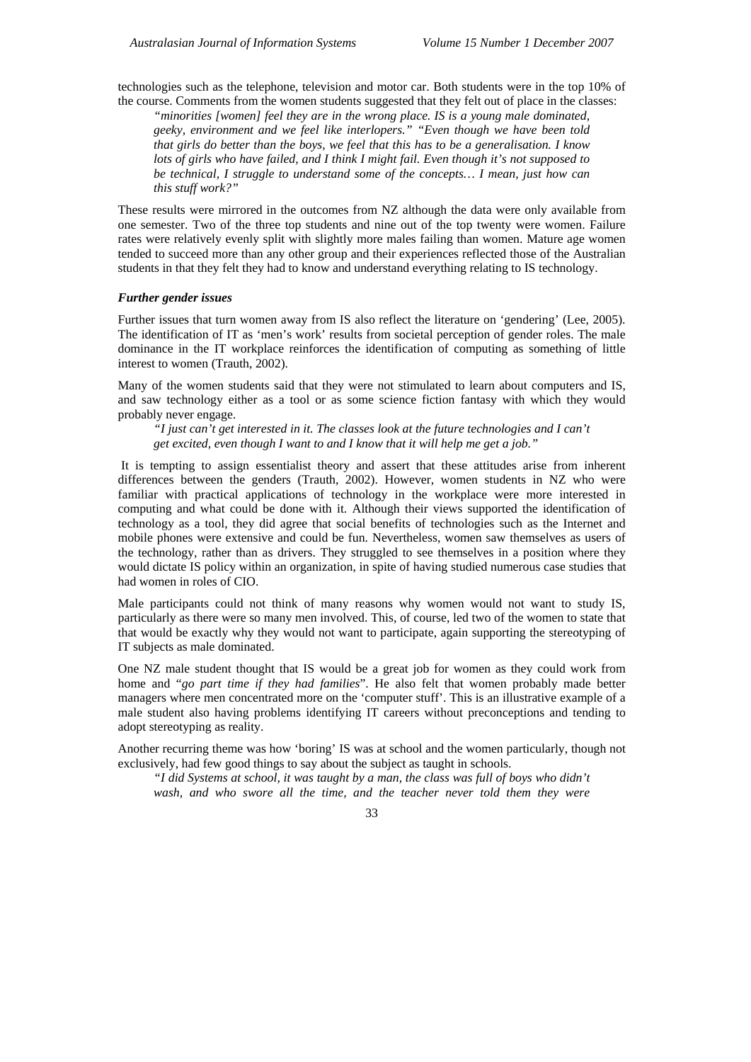technologies such as the telephone, television and motor car. Both students were in the top 10% of the course. Comments from the women students suggested that they felt out of place in the classes:

> *"minorities [women] feel they are in the wrong place. IS is a young male dominated, geeky, environment and we feel like interlopers." "Even though we have been told that girls do better than the boys, we feel that this has to be a generalisation. I know lots of girls who have failed, and I think I might fail. Even though it's not supposed to be technical, I struggle to understand some of the concepts… I mean, just how can this stuff work?"*

These results were mirrored in the outcomes from NZ although the data were only available from one semester. Two of the three top students and nine out of the top twenty were women. Failure rates were relatively evenly split with slightly more males failing than women. Mature age women tended to succeed more than any other group and their experiences reflected those of the Australian students in that they felt they had to know and understand everything relating to IS technology.

### *Further gender issues*

Further issues that turn women away from IS also reflect the literature on 'gendering' (Lee, 2005). The identification of IT as 'men's work' results from societal perception of gender roles. The male dominance in the IT workplace reinforces the identification of computing as something of little interest to women (Trauth, 2002).

Many of the women students said that they were not stimulated to learn about computers and IS, and saw technology either as a tool or as some science fiction fantasy with which they would probably never engage.

> *"I just can't get interested in it. The classes look at the future technologies and I can't get excited, even though I want to and I know that it will help me get a job."*

It is tempting to assign essentialist theory and assert that these attitudes arise from inherent differences between the genders (Trauth, 2002). However, women students in NZ who were familiar with practical applications of technology in the workplace were more interested in computing and what could be done with it. Although their views supported the identification of technology as a tool, they did agree that social benefits of technologies such as the Internet and mobile phones were extensive and could be fun. Nevertheless, women saw themselves as users of the technology, rather than as drivers. They struggled to see themselves in a position where they would dictate IS policy within an organization, in spite of having studied numerous case studies that had women in roles of CIO.

Male participants could not think of many reasons why women would not want to study IS, particularly as there were so many men involved. This, of course, led two of the women to state that that would be exactly why they would not want to participate, again supporting the stereotyping of IT subjects as male dominated.

One NZ male student thought that IS would be a great job for women as they could work from home and "*go part time if they had families*". He also felt that women probably made better managers where men concentrated more on the 'computer stuff'. This is an illustrative example of a male student also having problems identifying IT careers without preconceptions and tending to adopt stereotyping as reality.

Another recurring theme was how 'boring' IS was at school and the women particularly, though not exclusively, had few good things to say about the subject as taught in schools.

> *"I did Systems at school, it was taught by a man, the class was full of boys who didn't wash, and who swore all the time, and the teacher never told them they were*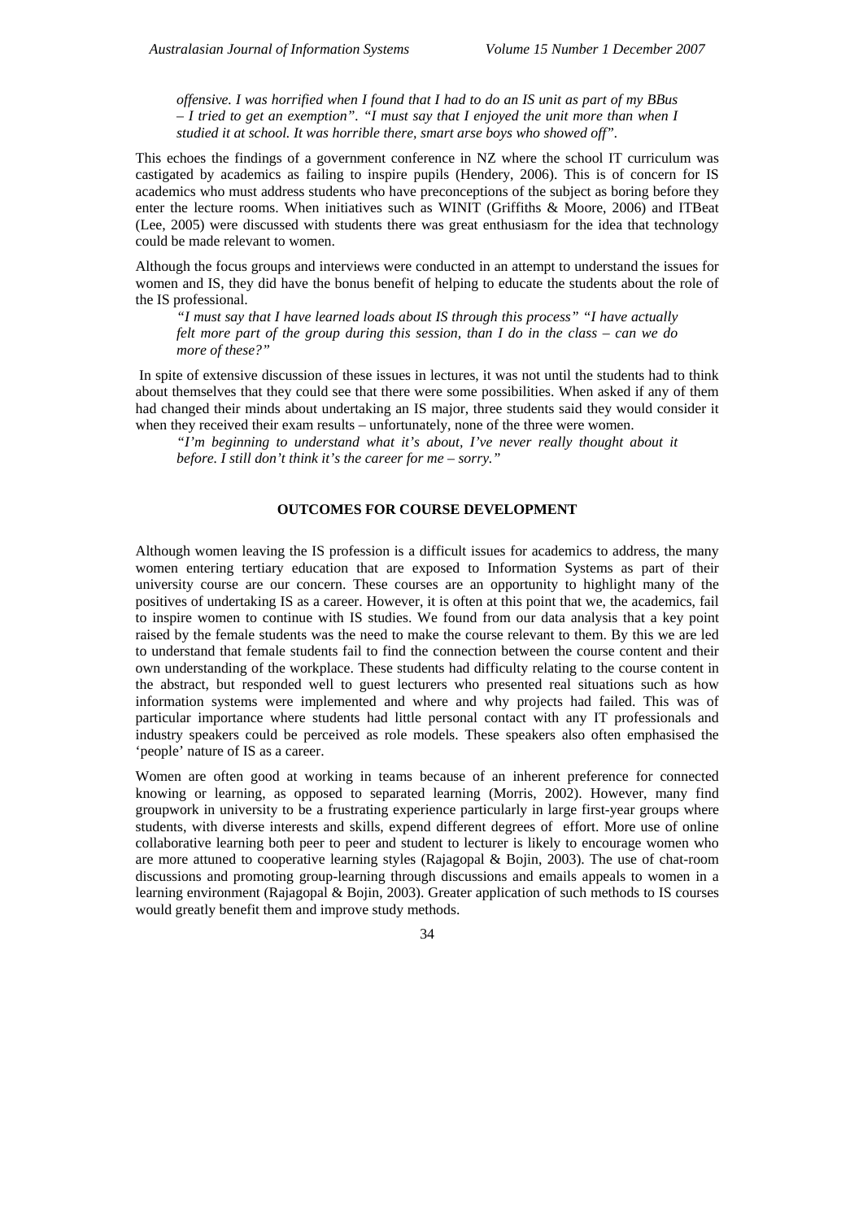*offensive. I was horrified when I found that I had to do an IS unit as part of my BBus – I tried to get an exemption". "I must say that I enjoyed the unit more than when I studied it at school. It was horrible there, smart arse boys who showed off".*

This echoes the findings of a government conference in NZ where the school IT curriculum was castigated by academics as failing to inspire pupils (Hendery, 2006). This is of concern for IS academics who must address students who have preconceptions of the subject as boring before they enter the lecture rooms. When initiatives such as WINIT (Griffiths & Moore, 2006) and ITBeat (Lee, 2005) were discussed with students there was great enthusiasm for the idea that technology could be made relevant to women.

Although the focus groups and interviews were conducted in an attempt to understand the issues for women and IS, they did have the bonus benefit of helping to educate the students about the role of the IS professional.

> *"I must say that I have learned loads about IS through this process" "I have actually felt more part of the group during this session, than I do in the class – can we do more of these?"*

In spite of extensive discussion of these issues in lectures, it was not until the students had to think about themselves that they could see that there were some possibilities. When asked if any of them had changed their minds about undertaking an IS major, three students said they would consider it when they received their exam results – unfortunately, none of the three were women.

> *"I'm beginning to understand what it's about, I've never really thought about it before. I still don't think it's the career for me – sorry."*

## OUTCOMES FOR COURSE DEVELOPMENT

Although women leaving the IS profession is a difficult issues for academics to address, the many women entering tertiary education that are exposed to Information Systems as part of their university course are our concern. These courses are an opportunity to highlight many of the positives of undertaking IS as a career. However, it is often at this point that we, the academics, fail to inspire women to continue with IS studies. We found from our data analysis that a key point raised by the female students was the need to make the course relevant to them. By this we are led to understand that female students fail to find the connection between the course content and their own understanding of the workplace. These students had difficulty relating to the course content in the abstract, but responded well to guest lecturers who presented real situations such as how information systems were implemented and where and why projects had failed. This was of particular importance where students had little personal contact with any IT professionals and industry speakers could be perceived as role models. These speakers also often emphasised the 'people' nature of IS as a career.

Women are often good at working in teams because of an inherent preference for connected knowing or learning, as opposed to separated learning (Morris, 2002). However, many find groupwork in university to be a frustrating experience particularly in large first-year groups where students, with diverse interests and skills, expend different degrees of effort. More use of online collaborative learning both peer to peer and student to lecturer is likely to encourage women who are more attuned to cooperative learning styles (Rajagopal & Bojin, 2003). The use of chat-room discussions and promoting group-learning through discussions and emails appeals to women in a learning environment (Rajagopal & Bojin, 2003). Greater application of such methods to IS courses would greatly benefit them and improve study methods.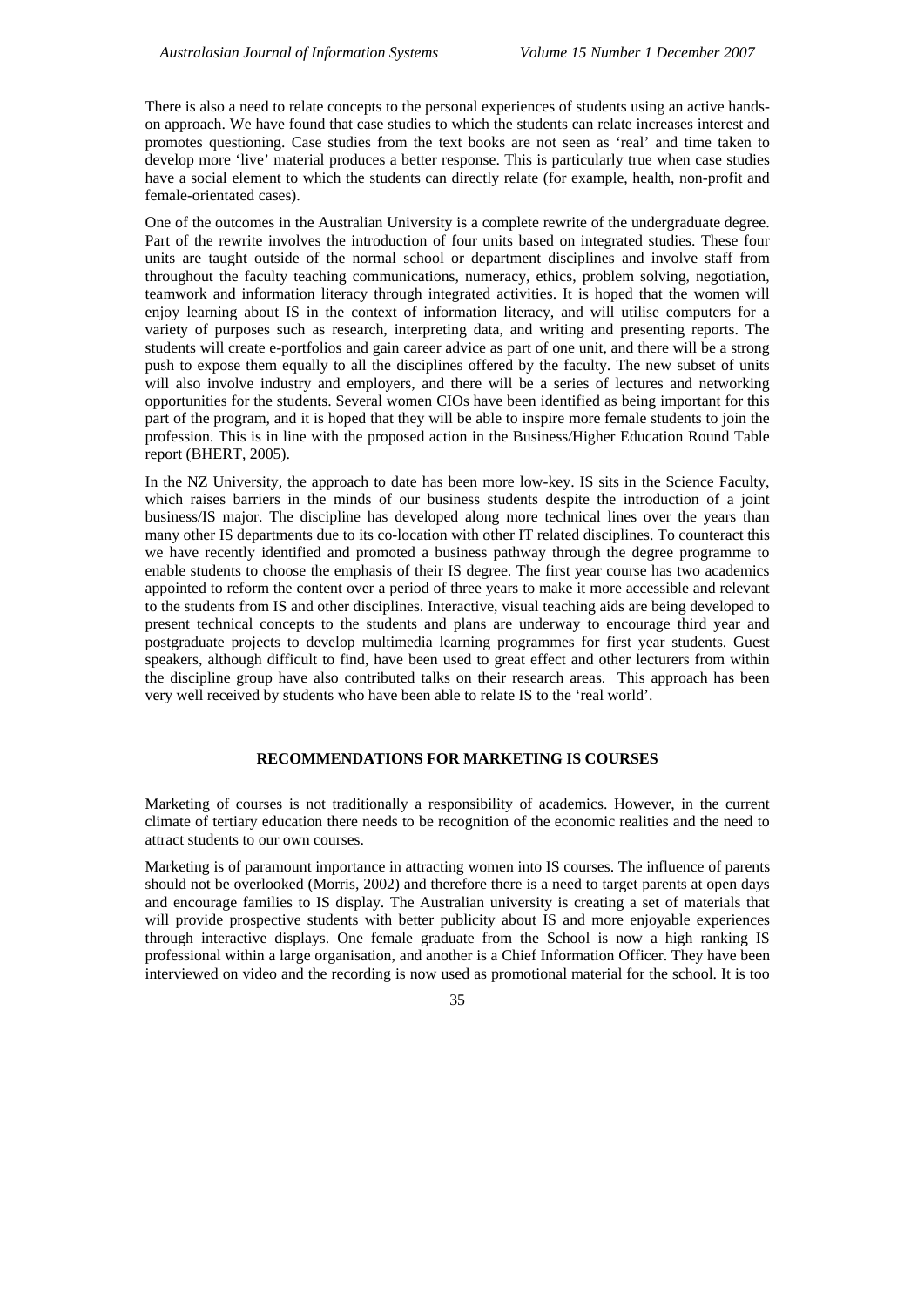There is also a need to relate concepts to the personal experiences of students using an active hands-on approach. We have found that case studies to which the students can relate increases interest and promotes questioning. Case studies from the text books are not seen as 'real' and time taken to develop more 'live' material produces a better response. This is particularly true when case studies have a social element to which the students can directly relate (for example, health, non-profit and female-orientated cases).

One of the outcomes in the Australian University is a complete rewrite of the undergraduate degree. Part of the rewrite involves the introduction of four units based on integrated studies. These four units are taught outside of the normal school or department disciplines and involve staff from throughout the faculty teaching communications, numeracy, ethics, problem solving, negotiation, teamwork and information literacy through integrated activities. It is hoped that the women will enjoy learning about IS in the context of information literacy, and will utilise computers for a variety of purposes such as research, interpreting data, and writing and presenting reports. The students will create e-portfolios and gain career advice as part of one unit, and there will be a strong push to expose them equally to all the disciplines offered by the faculty. The new subset of units will also involve industry and employers, and there will be a series of lectures and networking opportunities for the students. Several women CIOs have been identified as being important for this part of the program, and it is hoped that they will be able to inspire more female students to join the profession. This is in line with the proposed action in the Business/Higher Education Round Table report (BHERT, 2005).

In the NZ University, the approach to date has been more low-key. IS sits in the Science Faculty, which raises barriers in the minds of our business students despite the introduction of a joint business/IS major. The discipline has developed along more technical lines over the years than many other IS departments due to its co-location with other IT related disciplines. To counteract this we have recently identified and promoted a business pathway through the degree programme to enable students to choose the emphasis of their IS degree. The first year course has two academics appointed to reform the content over a period of three years to make it more accessible and relevant to the students from IS and other disciplines. Interactive, visual teaching aids are being developed to present technical concepts to the students and plans are underway to encourage third year and postgraduate projects to develop multimedia learning programmes for first year students. Guest speakers, although difficult to find, have been used to great effect and other lecturers from within the discipline group have also contributed talks on their research areas. This approach has been very well received by students who have been able to relate IS to the 'real world'.

## RECOMMENDATIONS FOR MARKETING IS COURSES

Marketing of courses is not traditionally a responsibility of academics. However, in the current climate of tertiary education there needs to be recognition of the economic realities and the need to attract students to our own courses.

Marketing is of paramount importance in attracting women into IS courses. The influence of parents should not be overlooked (Morris, 2002) and therefore there is a need to target parents at open days and encourage families to IS display. The Australian university is creating a set of materials that will provide prospective students with better publicity about IS and more enjoyable experiences through interactive displays. One female graduate from the School is now a high ranking IS professional within a large organisation, and another is a Chief Information Officer. They have been interviewed on video and the recording is now used as promotional material for the school. It is too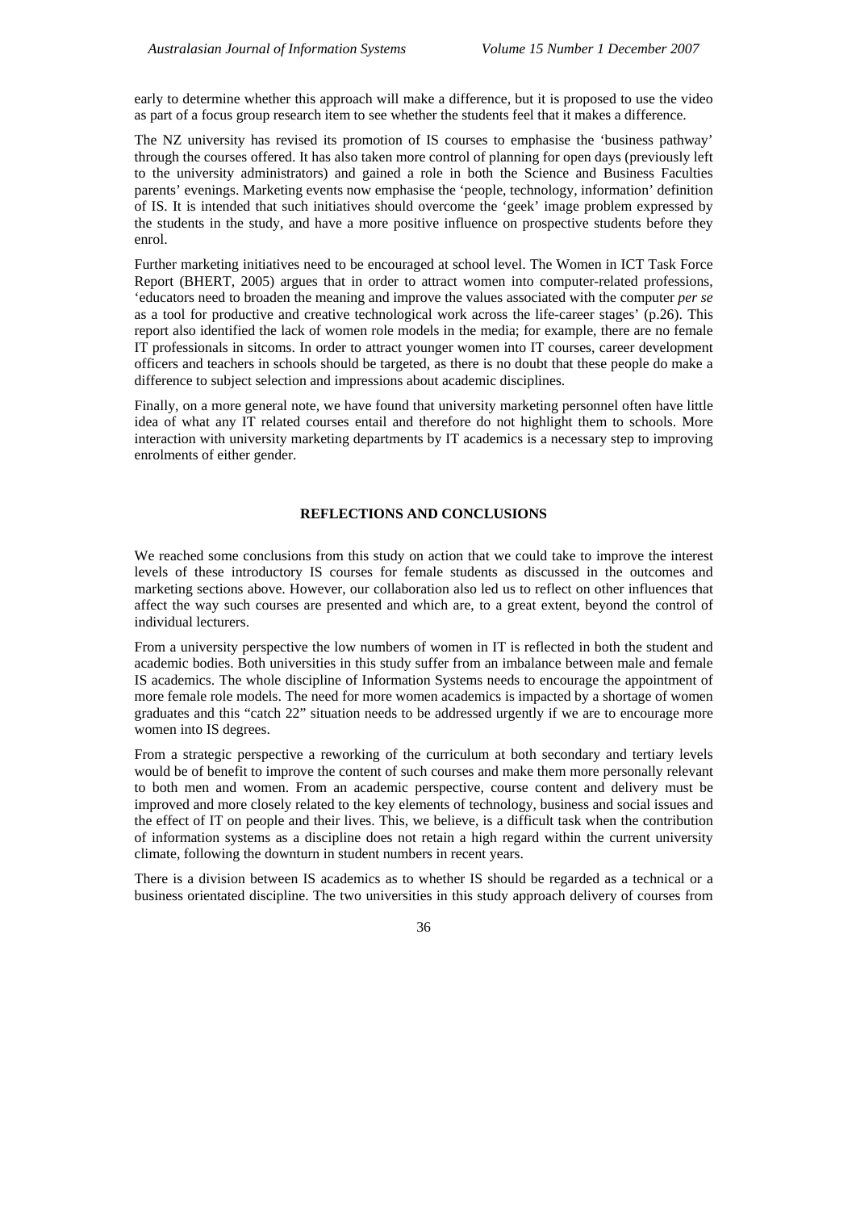early to determine whether this approach will make a difference, but it is proposed to use the video as part of a focus group research item to see whether the students feel that it makes a difference.

The NZ university has revised its promotion of IS courses to emphasise the 'business pathway' through the courses offered. It has also taken more control of planning for open days (previously left to the university administrators) and gained a role in both the Science and Business Faculties parents' evenings. Marketing events now emphasise the 'people, technology, information' definition of IS. It is intended that such initiatives should overcome the 'geek' image problem expressed by the students in the study, and have a more positive influence on prospective students before they enrol.

Further marketing initiatives need to be encouraged at school level. The Women in ICT Task Force Report (BHERT, 2005) argues that in order to attract women into computer-related professions, 'educators need to broaden the meaning and improve the values associated with the computer *per se* as a tool for productive and creative technological work across the life-career stages' (p.26). This report also identified the lack of women role models in the media; for example, there are no female IT professionals in sitcoms. In order to attract younger women into IT courses, career development officers and teachers in schools should be targeted, as there is no doubt that these people do make a difference to subject selection and impressions about academic disciplines.

Finally, on a more general note, we have found that university marketing personnel often have little idea of what any IT related courses entail and therefore do not highlight them to schools. More interaction with university marketing departments by IT academics is a necessary step to improving enrolments of either gender.

## REFLECTIONS AND CONCLUSIONS

We reached some conclusions from this study on action that we could take to improve the interest levels of these introductory IS courses for female students as discussed in the outcomes and marketing sections above. However, our collaboration also led us to reflect on other influences that affect the way such courses are presented and which are, to a great extent, beyond the control of individual lecturers.

From a university perspective the low numbers of women in IT is reflected in both the student and academic bodies. Both universities in this study suffer from an imbalance between male and female IS academics. The whole discipline of Information Systems needs to encourage the appointment of more female role models. The need for more women academics is impacted by a shortage of women graduates and this "catch 22" situation needs to be addressed urgently if we are to encourage more women into IS degrees.

From a strategic perspective a reworking of the curriculum at both secondary and tertiary levels would be of benefit to improve the content of such courses and make them more personally relevant to both men and women. From an academic perspective, course content and delivery must be improved and more closely related to the key elements of technology, business and social issues and the effect of IT on people and their lives. This, we believe, is a difficult task when the contribution of information systems as a discipline does not retain a high regard within the current university climate, following the downturn in student numbers in recent years.

There is a division between IS academics as to whether IS should be regarded as a technical or a business orientated discipline. The two universities in this study approach delivery of courses from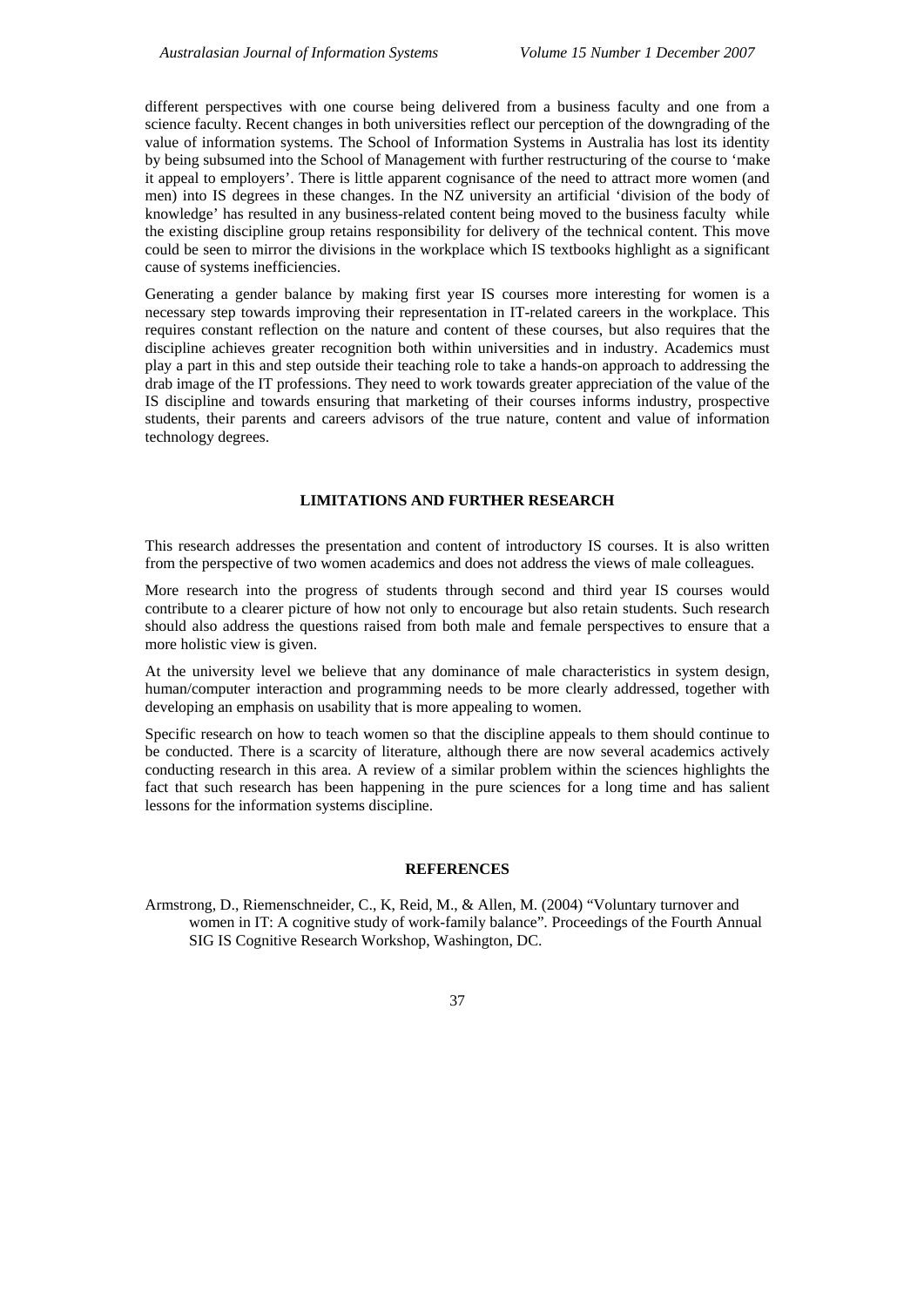different perspectives with one course being delivered from a business faculty and one from a science faculty. Recent changes in both universities reflect our perception of the downgrading of the value of information systems. The School of Information Systems in Australia has lost its identity by being subsumed into the School of Management with further restructuring of the course to 'make it appeal to employers'. There is little apparent cognisance of the need to attract more women (and men) into IS degrees in these changes. In the NZ university an artificial 'division of the body of knowledge' has resulted in any business-related content being moved to the business faculty while the existing discipline group retains responsibility for delivery of the technical content. This move could be seen to mirror the divisions in the workplace which IS textbooks highlight as a significant cause of systems inefficiencies.

Generating a gender balance by making first year IS courses more interesting for women is a necessary step towards improving their representation in IT-related careers in the workplace. This requires constant reflection on the nature and content of these courses, but also requires that the discipline achieves greater recognition both within universities and in industry. Academics must play a part in this and step outside their teaching role to take a hands-on approach to addressing the drab image of the IT professions. They need to work towards greater appreciation of the value of the IS discipline and towards ensuring that marketing of their courses informs industry, prospective students, their parents and careers advisors of the true nature, content and value of information technology degrees.

## LIMITATIONS AND FURTHER RESEARCH

This research addresses the presentation and content of introductory IS courses. It is also written from the perspective of two women academics and does not address the views of male colleagues.

More research into the progress of students through second and third year IS courses would contribute to a clearer picture of how not only to encourage but also retain students. Such research should also address the questions raised from both male and female perspectives to ensure that a more holistic view is given.

At the university level we believe that any dominance of male characteristics in system design, human/computer interaction and programming needs to be more clearly addressed, together with developing an emphasis on usability that is more appealing to women.

Specific research on how to teach women so that the discipline appeals to them should continue to be conducted. There is a scarcity of literature, although there are now several academics actively conducting research in this area. A review of a similar problem within the sciences highlights the fact that such research has been happening in the pure sciences for a long time and has salient lessons for the information systems discipline.

## REFERENCES

Armstrong, D., Riemenschneider, C., K, Reid, M., & Allen, M. (2004) "Voluntary turnover and women in IT: A cognitive study of work-family balance". Proceedings of the Fourth Annual SIG IS Cognitive Research Workshop, Washington, DC.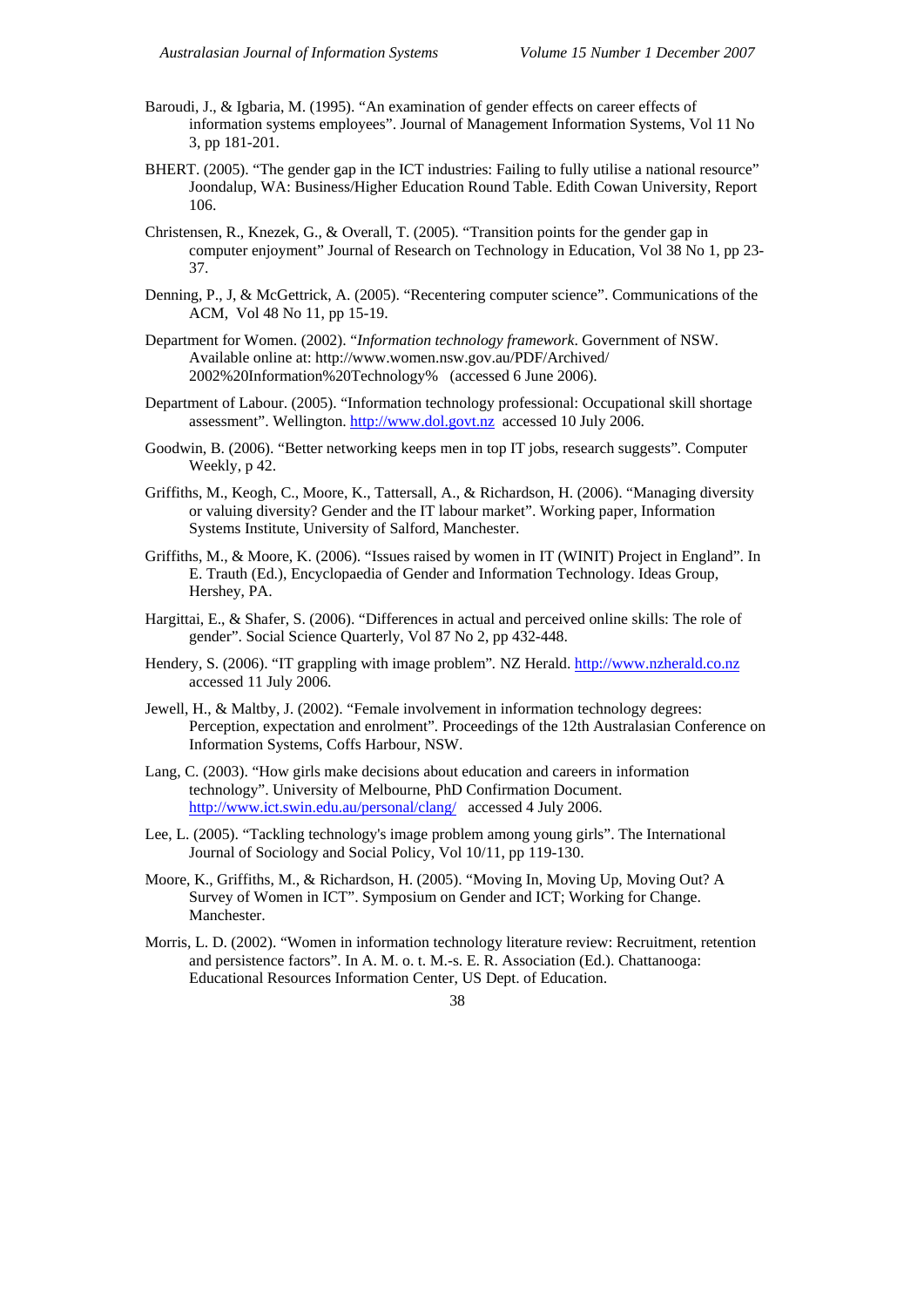Baroudi, J., & Igbaria, M. (1995). "An examination of gender effects on career effects of information systems employees". Journal of Management Information Systems, Vol 11 No 3, pp 181-201.

BHERT. (2005). "The gender gap in the ICT industries: Failing to fully utilise a national resource" Joondalup, WA: Business/Higher Education Round Table. Edith Cowan University, Report 106.

Christensen, R., Knezek, G., & Overall, T. (2005). "Transition points for the gender gap in computer enjoyment" Journal of Research on Technology in Education, Vol 38 No 1, pp 23-37.

Denning, P., J, & McGettrick, A. (2005). "Recentering computer science". Communications of the ACM, Vol 48 No 11, pp 15-19.

Department for Women. (2002). "*Information technology framework*. Government of NSW. Available online at: http://www.women.nsw.gov.au/PDF/Archived/2002%20Information%20Technology% (accessed 6 June 2006).

Department of Labour. (2005). "Information technology professional: Occupational skill shortage assessment". Wellington. http://www.dol.govt.nz accessed 10 July 2006.

Goodwin, B. (2006). "Better networking keeps men in top IT jobs, research suggests". Computer Weekly, p 42.

Griffiths, M., Keogh, C., Moore, K., Tattersall, A., & Richardson, H. (2006). "Managing diversity or valuing diversity? Gender and the IT labour market". Working paper, Information Systems Institute, University of Salford, Manchester.

Griffiths, M., & Moore, K. (2006). "Issues raised by women in IT (WINIT) Project in England". In E. Trauth (Ed.), Encyclopaedia of Gender and Information Technology. Ideas Group, Hershey, PA.

Hargittai, E., & Shafer, S. (2006). "Differences in actual and perceived online skills: The role of gender". Social Science Quarterly, Vol 87 No 2, pp 432-448.

Hendery, S. (2006). "IT grappling with image problem". NZ Herald. http://www.nzherald.co.nz accessed 11 July 2006.

Jewell, H., & Maltby, J. (2002). "Female involvement in information technology degrees: Perception, expectation and enrolment". Proceedings of the 12th Australasian Conference on Information Systems, Coffs Harbour, NSW.

Lang, C. (2003). "How girls make decisions about education and careers in information technology". University of Melbourne, PhD Confirmation Document. http://www.ict.swin.edu.au/personal/clang/ accessed 4 July 2006.

Lee, L. (2005). "Tackling technology's image problem among young girls". The International Journal of Sociology and Social Policy, Vol 10/11, pp 119-130.

Moore, K., Griffiths, M., & Richardson, H. (2005). "Moving In, Moving Up, Moving Out? A Survey of Women in ICT". Symposium on Gender and ICT; Working for Change. Manchester.

Morris, L. D. (2002). "Women in information technology literature review: Recruitment, retention and persistence factors". In A. M. o. t. M.-s. E. R. Association (Ed.). Chattanooga: Educational Resources Information Center, US Dept. of Education.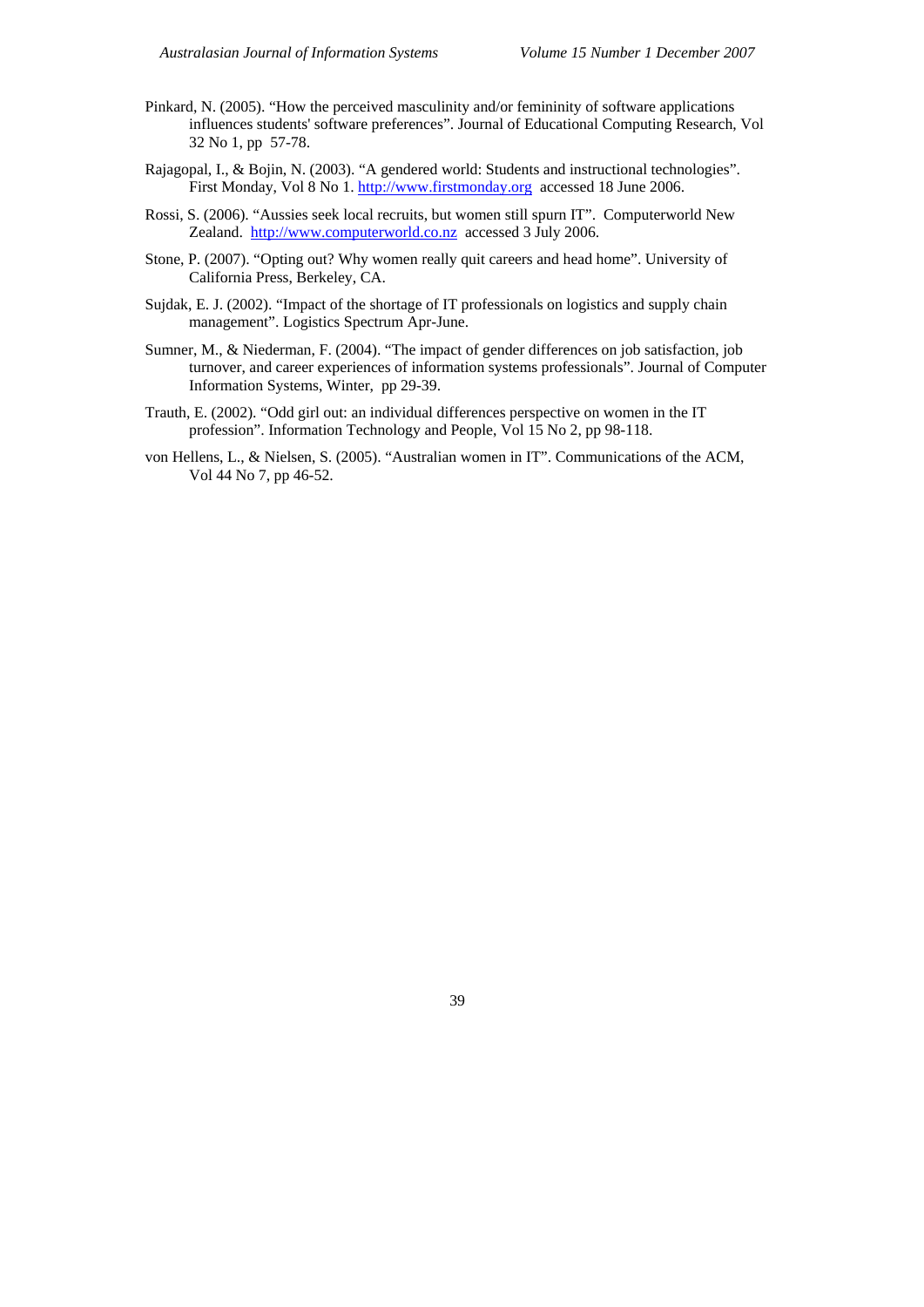Pinkard, N. (2005). "How the perceived masculinity and/or femininity of software applications influences students' software preferences". Journal of Educational Computing Research, Vol 32 No 1, pp 57-78.

Rajagopal, I., & Bojin, N. (2003). "A gendered world: Students and instructional technologies". First Monday, Vol 8 No 1. http://www.firstmonday.org accessed 18 June 2006.

Rossi, S. (2006). "Aussies seek local recruits, but women still spurn IT". Computerworld New Zealand. http://www.computerworld.co.nz accessed 3 July 2006.

Stone, P. (2007). "Opting out? Why women really quit careers and head home". University of California Press, Berkeley, CA.

Sujdak, E. J. (2002). "Impact of the shortage of IT professionals on logistics and supply chain management". Logistics Spectrum Apr-June.

Sumner, M., & Niederman, F. (2004). "The impact of gender differences on job satisfaction, job turnover, and career experiences of information systems professionals". Journal of Computer Information Systems, Winter, pp 29-39.

Trauth, E. (2002). "Odd girl out: an individual differences perspective on women in the IT profession". Information Technology and People, Vol 15 No 2, pp 98-118.

von Hellens, L., & Nielsen, S. (2005). "Australian women in IT". Communications of the ACM, Vol 44 No 7, pp 46-52.